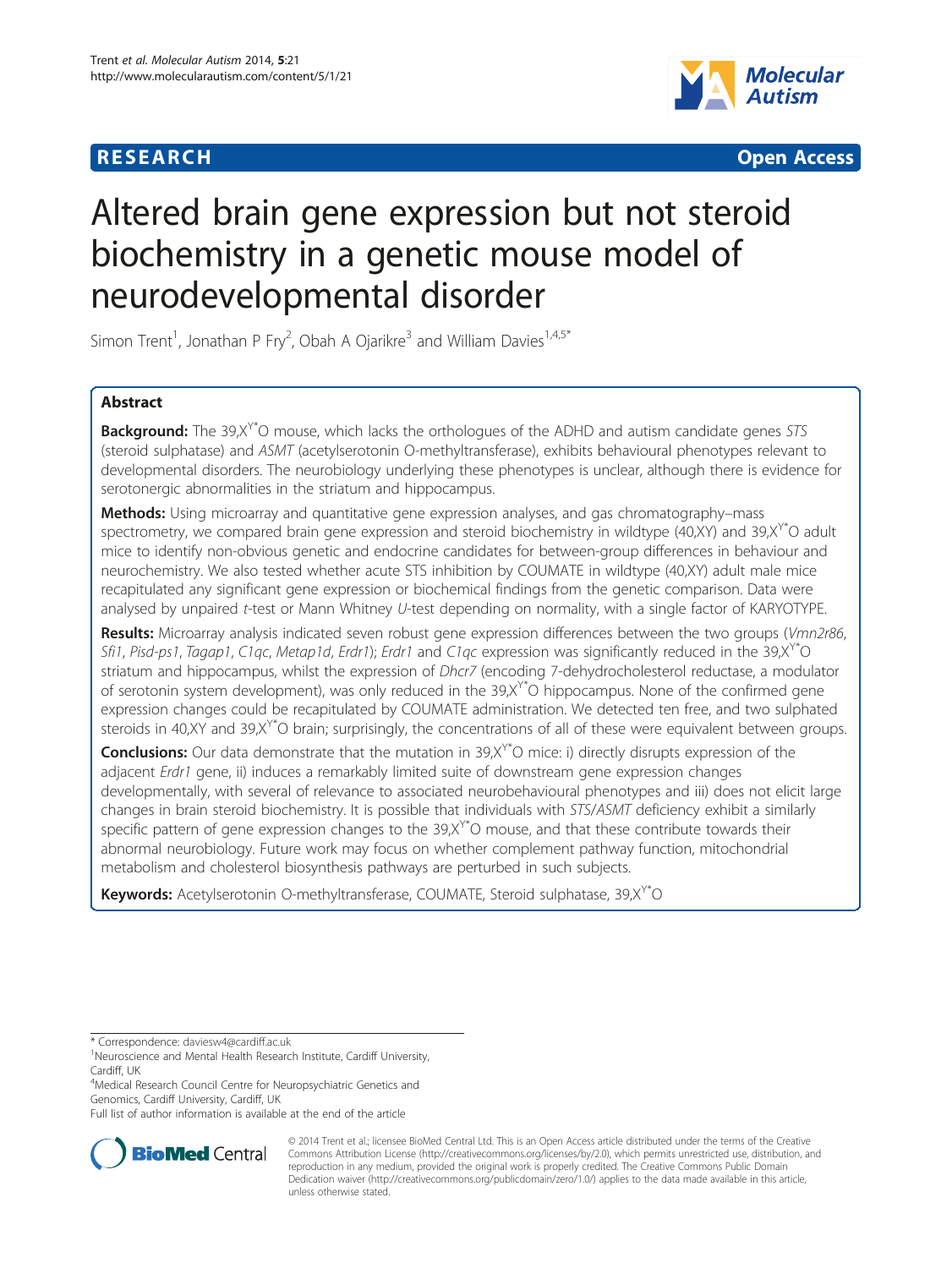RESEARCH Open Access

# Altered brain gene expression but not steroid biochemistry in a genetic mouse model of neurodevelopmental disorder

Simon Trent[1], Jonathan P Fry[2], Obah A Ojarikre[3] and William Davies[1,4,5*]

## Abstract

**Background:** The $39,X^{Y*}O$ mouse, which lacks the orthologues of the ADHD and autism candidate genes *STS* (steroid sulphatase) and *ASMT* (acetylserotonin O-methyltransferase), exhibits behavioural phenotypes relevant to developmental disorders. The neurobiology underlying these phenotypes is unclear, although there is evidence for serotonergic abnormalities in the striatum and hippocampus.

**Methods:** Using microarray and quantitative gene expression analyses, and gas chromatography–mass spectrometry, we compared brain gene expression and steroid biochemistry in wildtype (40,XY) and $39,X^{Y*}O$ adult mice to identify non-obvious genetic and endocrine candidates for between-group differences in behaviour and neurochemistry. We also tested whether acute STS inhibition by COUMATE in wildtype (40,XY) adult male mice recapitulated any significant gene expression or biochemical findings from the genetic comparison. Data were analysed by unpaired *t*-test or Mann Whitney *U*-test depending on normality, with a single factor of KARYOTYPE.

**Results:** Microarray analysis indicated seven robust gene expression differences between the two groups (*Vmn2r86*, *Sfi1*, *Pisd-ps1*, *Tagap1*, *C1qc*, *Metap1d*, *Erdr1*); *Erdr1* and *C1qc* expression was significantly reduced in the $39,X^{Y*}O$ striatum and hippocampus, whilst the expression of *Dhcr7* (encoding 7-dehydrocholesterol reductase, a modulator of serotonin system development), was only reduced in the $39,X^{Y*}O$ hippocampus. None of the confirmed gene expression changes could be recapitulated by COUMATE administration. We detected ten free, and two sulphated steroids in 40,XY and $39,X^{Y*}O$ brain; surprisingly, the concentrations of all of these were equivalent between groups.

**Conclusions:** Our data demonstrate that the mutation in $39,X^{Y*}O$ mice: i) directly disrupts expression of the adjacent *Erdr1* gene, ii) induces a remarkably limited suite of downstream gene expression changes developmentally, with several of relevance to associated neurobehavioural phenotypes and iii) does not elicit large changes in brain steroid biochemistry. It is possible that individuals with *STS/ASMT* deficiency exhibit a similarly specific pattern of gene expression changes to the $39,X^{Y*}O$ mouse, and that these contribute towards their abnormal neurobiology. Future work may focus on whether complement pathway function, mitochondrial metabolism and cholesterol biosynthesis pathways are perturbed in such subjects.

**Keywords:** Acetylserotonin O-methyltransferase, COUMATE, Steroid sulphatase, $39,X^{Y*}O$

\* Correspondence: daviesw4@cardiff.ac.uk
[1]Neuroscience and Mental Health Research Institute, Cardiff University, Cardiff, UK
[4]Medical Research Council Centre for Neuropsychiatric Genetics and Genomics, Cardiff University, Cardiff, UK
Full list of author information is available at the end of the article

© 2014 Trent et al.; licensee BioMed Central Ltd. This is an Open Access article distributed under the terms of the Creative Commons Attribution License (http://creativecommons.org/licenses/by/2.0), which permits unrestricted use, distribution, and reproduction in any medium, provided the original work is properly credited. The Creative Commons Public Domain Dedication waiver (http://creativecommons.org/publicdomain/zero/1.0/) applies to the data made available in this article, unless otherwise stated.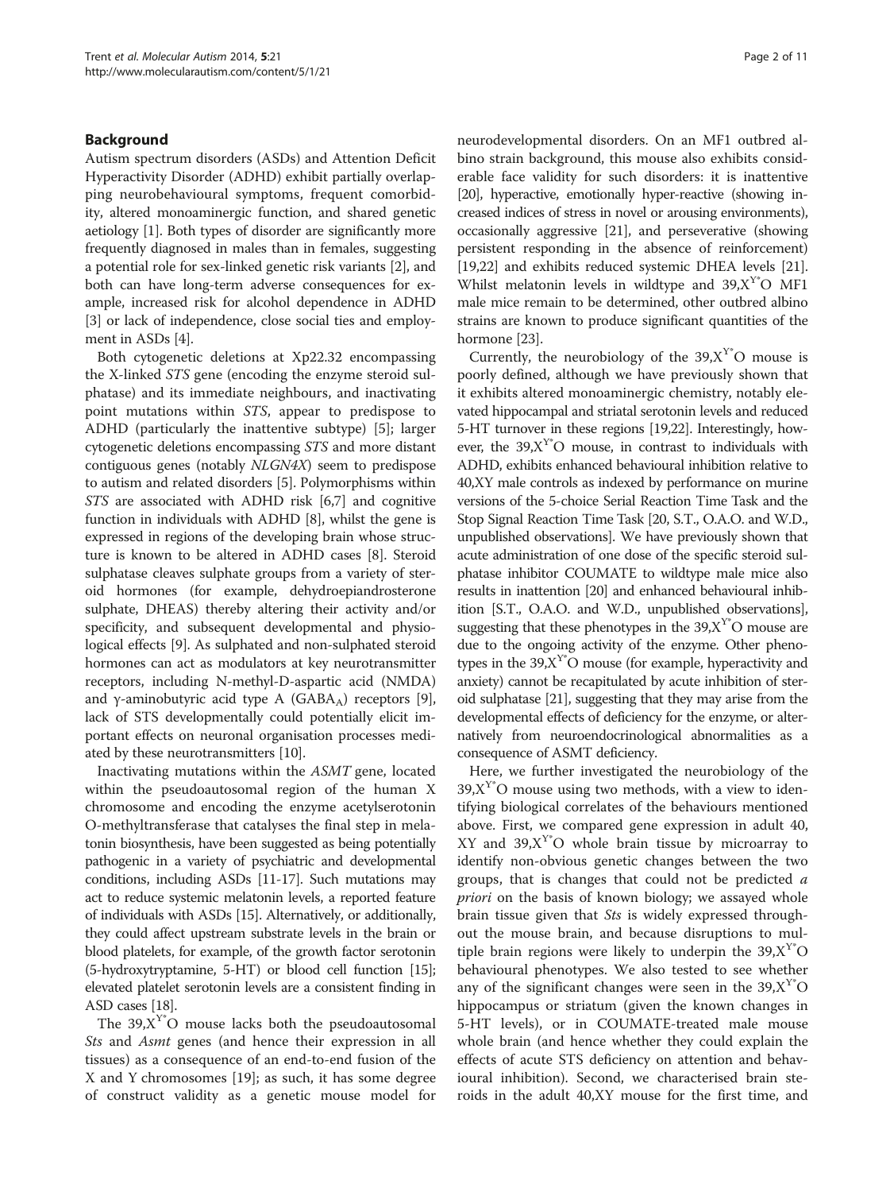## Background

Autism spectrum disorders (ASDs) and Attention Deficit Hyperactivity Disorder (ADHD) exhibit partially overlapping neurobehavioural symptoms, frequent comorbidity, altered monoaminergic function, and shared genetic aetiology [1]. Both types of disorder are significantly more frequently diagnosed in males than in females, suggesting a potential role for sex-linked genetic risk variants [2], and both can have long-term adverse consequences for example, increased risk for alcohol dependence in ADHD [3] or lack of independence, close social ties and employment in ASDs [4].

Both cytogenetic deletions at Xp22.32 encompassing the X-linked *STS* gene (encoding the enzyme steroid sulphatase) and its immediate neighbours, and inactivating point mutations within *STS*, appear to predispose to ADHD (particularly the inattentive subtype) [5]; larger cytogenetic deletions encompassing *STS* and more distant contiguous genes (notably *NLGN4X*) seem to predispose to autism and related disorders [5]. Polymorphisms within *STS* are associated with ADHD risk [6,7] and cognitive function in individuals with ADHD [8], whilst the gene is expressed in regions of the developing brain whose structure is known to be altered in ADHD cases [8]. Steroid sulphatase cleaves sulphate groups from a variety of steroid hormones (for example, dehydroepiandrosterone sulphate, DHEAS) thereby altering their activity and/or specificity, and subsequent developmental and physiological effects [9]. As sulphated and non-sulphated steroid hormones can act as modulators at key neurotransmitter receptors, including N-methyl-D-aspartic acid (NMDA) and γ-aminobutyric acid type A ($GABA_A$) receptors [9], lack of STS developmentally could potentially elicit important effects on neuronal organisation processes mediated by these neurotransmitters [10].

Inactivating mutations within the *ASMT* gene, located within the pseudoautosomal region of the human X chromosome and encoding the enzyme acetylserotonin O-methyltransferase that catalyses the final step in melatonin biosynthesis, have been suggested as being potentially pathogenic in a variety of psychiatric and developmental conditions, including ASDs [11-17]. Such mutations may act to reduce systemic melatonin levels, a reported feature of individuals with ASDs [15]. Alternatively, or additionally, they could affect upstream substrate levels in the brain or blood platelets, for example, of the growth factor serotonin (5-hydroxytryptamine, 5-HT) or blood cell function [15]; elevated platelet serotonin levels are a consistent finding in ASD cases [18].

The $39,X^{Y^*}O$ mouse lacks both the pseudoautosomal *Sts* and *Asmt* genes (and hence their expression in all tissues) as a consequence of an end-to-end fusion of the X and Y chromosomes [19]; as such, it has some degree of construct validity as a genetic mouse model for neurodevelopmental disorders. On an MF1 outbred albino strain background, this mouse also exhibits considerable face validity for such disorders: it is inattentive [20], hyperactive, emotionally hyper-reactive (showing increased indices of stress in novel or arousing environments), occasionally aggressive [21], and perseverative (showing persistent responding in the absence of reinforcement) [19,22] and exhibits reduced systemic DHEA levels [21]. Whilst melatonin levels in wildtype and $39,X^{Y^*}O$ MF1 male mice remain to be determined, other outbred albino strains are known to produce significant quantities of the hormone [23].

Currently, the neurobiology of the $39,X^{Y^*}O$ mouse is poorly defined, although we have previously shown that it exhibits altered monoaminergic chemistry, notably elevated hippocampal and striatal serotonin levels and reduced 5-HT turnover in these regions [19,22]. Interestingly, however, the $39,X^{Y^*}O$ mouse, in contrast to individuals with ADHD, exhibits enhanced behavioural inhibition relative to 40,XY male controls as indexed by performance on murine versions of the 5-choice Serial Reaction Time Task and the Stop Signal Reaction Time Task [20, S.T., O.A.O. and W.D., unpublished observations]. We have previously shown that acute administration of one dose of the specific steroid sulphatase inhibitor COUMATE to wildtype male mice also results in inattention [20] and enhanced behavioural inhibition [S.T., O.A.O. and W.D., unpublished observations], suggesting that these phenotypes in the $39,X^{Y^*}O$ mouse are due to the ongoing activity of the enzyme. Other phenotypes in the $39,X^{Y^*}O$ mouse (for example, hyperactivity and anxiety) cannot be recapitulated by acute inhibition of steroid sulphatase [21], suggesting that they may arise from the developmental effects of deficiency for the enzyme, or alternatively from neuroendocrinological abnormalities as a consequence of ASMT deficiency.

Here, we further investigated the neurobiology of the $39,X^{Y^*}O$ mouse using two methods, with a view to identifying biological correlates of the behaviours mentioned above. First, we compared gene expression in adult 40,XY and $39,X^{Y^*}O$ whole brain tissue by microarray to identify non-obvious genetic changes between the two groups, that is changes that could not be predicted *a priori* on the basis of known biology; we assayed whole brain tissue given that *Sts* is widely expressed throughout the mouse brain, and because disruptions to multiple brain regions were likely to underpin the $39,X^{Y^*}O$ behavioural phenotypes. We also tested to see whether any of the significant changes were seen in the $39,X^{Y^*}O$ hippocampus or striatum (given the known changes in 5-HT levels), or in COUMATE-treated male mouse whole brain (and hence whether they could explain the effects of acute STS deficiency on attention and behavioural inhibition). Second, we characterised brain steroids in the adult 40,XY mouse for the first time, and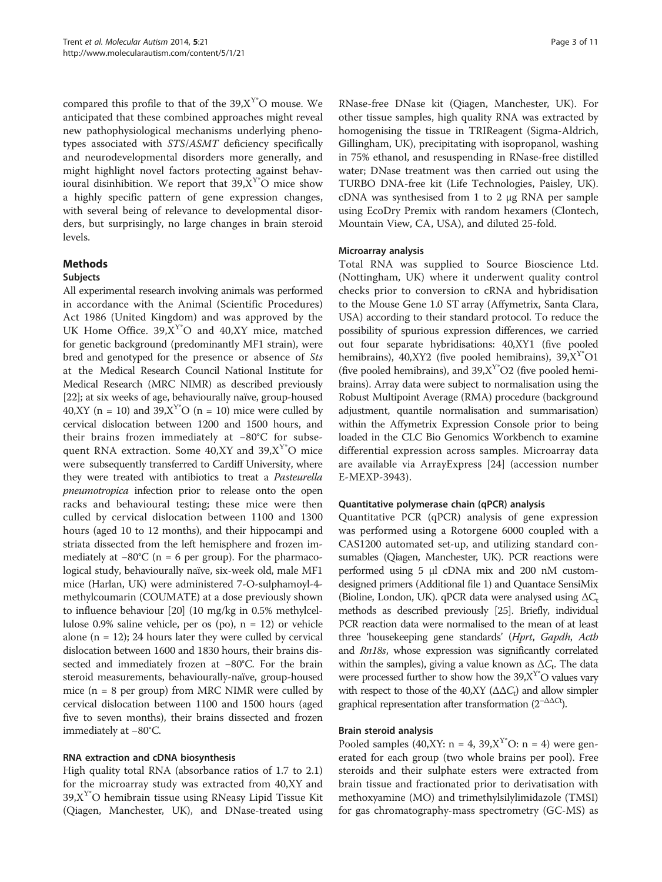compared this profile to that of the $39,X^{Y^*}O$ mouse. We anticipated that these combined approaches might reveal new pathophysiological mechanisms underlying phenotypes associated with *STS*/*ASMT* deficiency specifically and neurodevelopmental disorders more generally, and might highlight novel factors protecting against behavioural disinhibition. We report that $39,X^{Y^*}O$ mice show a highly specific pattern of gene expression changes, with several being of relevance to developmental disorders, but surprisingly, no large changes in brain steroid levels.

## Methods

### Subjects

All experimental research involving animals was performed in accordance with the Animal (Scientific Procedures) Act 1986 (United Kingdom) and was approved by the UK Home Office. $39,X^{Y^*}O$ and 40,XY mice, matched for genetic background (predominantly MF1 strain), were bred and genotyped for the presence or absence of *Sts* at the Medical Research Council National Institute for Medical Research (MRC NIMR) as described previously [22]; at six weeks of age, behaviourally naïve, group-housed 40,XY (n = 10) and $39,X^{Y^*}O$ (n = 10) mice were culled by cervical dislocation between 1200 and 1500 hours, and their brains frozen immediately at −80°C for subsequent RNA extraction. Some 40,XY and $39,X^{Y^*}O$ mice were subsequently transferred to Cardiff University, where they were treated with antibiotics to treat a *Pasteurella pneumotropica* infection prior to release onto the open racks and behavioural testing; these mice were then culled by cervical dislocation between 1100 and 1300 hours (aged 10 to 12 months), and their hippocampi and striata dissected from the left hemisphere and frozen immediately at −80°C (n = 6 per group). For the pharmacological study, behaviourally naïve, six-week old, male MF1 mice (Harlan, UK) were administered 7-O-sulphamoyl-4-methylcoumarin (COUMATE) at a dose previously shown to influence behaviour [20] (10 mg/kg in 0.5% methylcellulose 0.9% saline vehicle, per os (po), n = 12) or vehicle alone (n = 12); 24 hours later they were culled by cervical dislocation between 1600 and 1830 hours, their brains dissected and immediately frozen at −80°C. For the brain steroid measurements, behaviourally-naïve, group-housed mice (n = 8 per group) from MRC NIMR were culled by cervical dislocation between 1100 and 1500 hours (aged five to seven months), their brains dissected and frozen immediately at −80°C.

### RNA extraction and cDNA biosynthesis

High quality total RNA (absorbance ratios of 1.7 to 2.1) for the microarray study was extracted from 40,XY and $39,X^{Y^*}O$ hemibrain tissue using RNeasy Lipid Tissue Kit (Qiagen, Manchester, UK), and DNase-treated using RNase-free DNase kit (Qiagen, Manchester, UK). For other tissue samples, high quality RNA was extracted by homogenising the tissue in TRIReagent (Sigma-Aldrich, Gillingham, UK), precipitating with isopropanol, washing in 75% ethanol, and resuspending in RNase-free distilled water; DNase treatment was then carried out using the TURBO DNA-free kit (Life Technologies, Paisley, UK). cDNA was synthesised from 1 to 2 μg RNA per sample using EcoDry Premix with random hexamers (Clontech, Mountain View, CA, USA), and diluted 25-fold.

### Microarray analysis

Total RNA was supplied to Source Bioscience Ltd. (Nottingham, UK) where it underwent quality control checks prior to conversion to cRNA and hybridisation to the Mouse Gene 1.0 ST array (Affymetrix, Santa Clara, USA) according to their standard protocol. To reduce the possibility of spurious expression differences, we carried out four separate hybridisations: 40,XY1 (five pooled hemibrains), 40,XY2 (five pooled hemibrains), $39,X^{Y^*}O1$ (five pooled hemibrains), and $39,X^{Y^*}O2$ (five pooled hemibrains). Array data were subject to normalisation using the Robust Multipoint Average (RMA) procedure (background adjustment, quantile normalisation and summarisation) within the Affymetrix Expression Console prior to being loaded in the CLC Bio Genomics Workbench to examine differential expression across samples. Microarray data are available via ArrayExpress [24] (accession number E-MEXP-3943).

### Quantitative polymerase chain (qPCR) analysis

Quantitative PCR (qPCR) analysis of gene expression was performed using a Rotorgene 6000 coupled with a CAS1200 automated set-up, and utilizing standard consumables (Qiagen, Manchester, UK). PCR reactions were performed using 5 μl cDNA mix and 200 nM custom-designed primers (Additional file 1) and Quantace SensiMix (Bioline, London, UK). qPCR data were analysed using $\Delta C_t$ methods as described previously [25]. Briefly, individual PCR reaction data were normalised to the mean of at least three 'housekeeping gene standards' (*Hprt*, *Gapdh*, *Actb* and *Rn18s*, whose expression was significantly correlated within the samples), giving a value known as $\Delta C_t$. The data were processed further to show how the $39,X^{Y^*}O$ values vary with respect to those of the 40,XY ($\Delta\Delta C_t$) and allow simpler graphical representation after transformation ($2^{-\Delta\Delta Ct}$).

### Brain steroid analysis

Pooled samples (40,XY: n = 4, $39,X^{Y^*}O$: n = 4) were generated for each group (two whole brains per pool). Free steroids and their sulphate esters were extracted from brain tissue and fractionated prior to derivatisation with methoxyamine (MO) and trimethylsilylimidazole (TMSI) for gas chromatography-mass spectrometry (GC-MS) as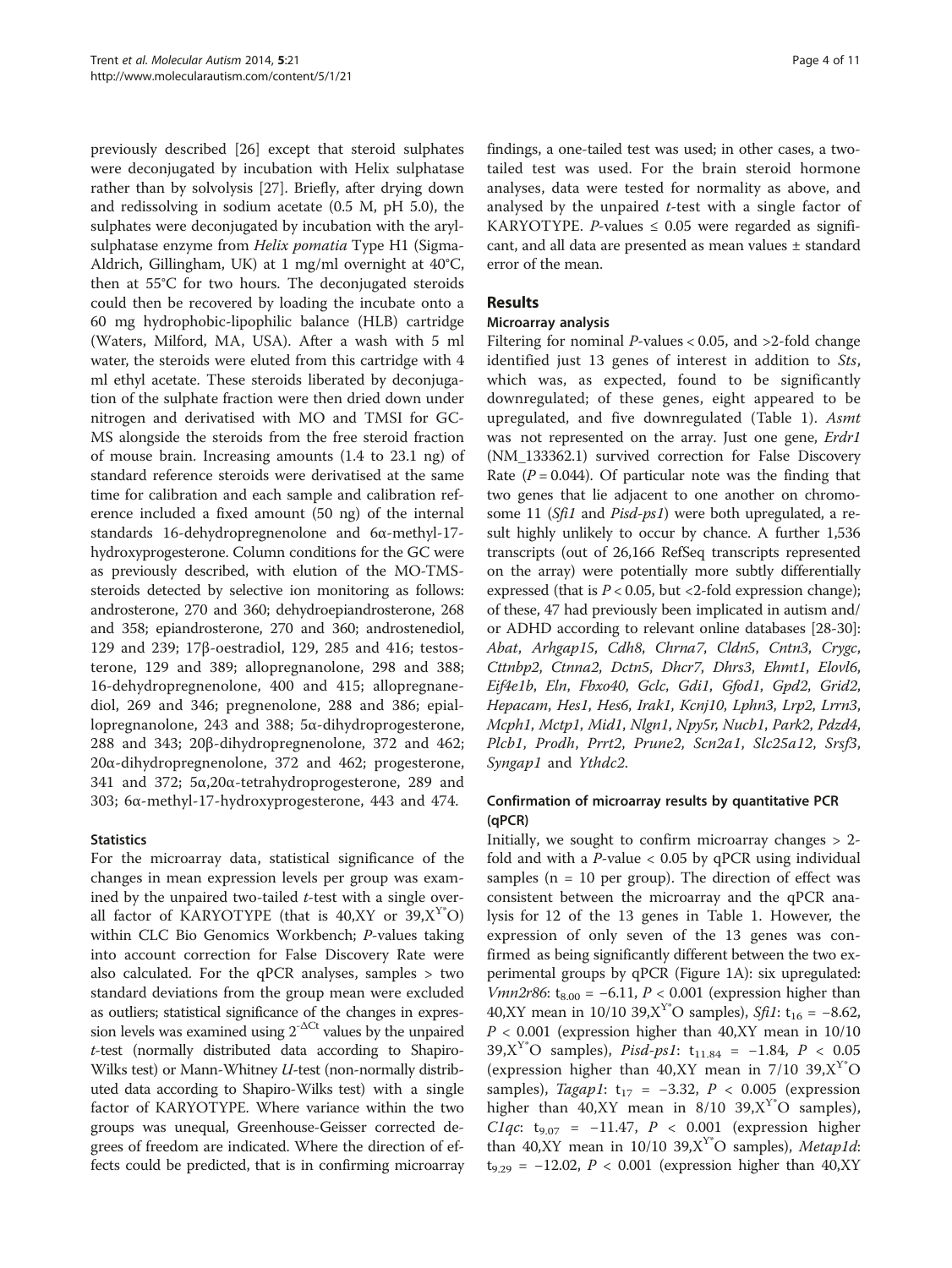previously described [26] except that steroid sulphates were deconjugated by incubation with Helix sulphatase rather than by solvolysis [27]. Briefly, after drying down and redissolving in sodium acetate (0.5 M, pH 5.0), the sulphates were deconjugated by incubation with the aryl-sulphatase enzyme from *Helix pomatia* Type H1 (Sigma-Aldrich, Gillingham, UK) at 1 mg/ml overnight at 40°C, then at 55°C for two hours. The deconjugated steroids could then be recovered by loading the incubate onto a 60 mg hydrophobic-lipophilic balance (HLB) cartridge (Waters, Milford, MA, USA). After a wash with 5 ml water, the steroids were eluted from this cartridge with 4 ml ethyl acetate. These steroids liberated by deconjugation of the sulphate fraction were then dried down under nitrogen and derivatised with MO and TMSI for GC-MS alongside the steroids from the free steroid fraction of mouse brain. Increasing amounts (1.4 to 23.1 ng) of standard reference steroids were derivatised at the same time for calibration and each sample and calibration reference included a fixed amount (50 ng) of the internal standards 16-dehydropregnenolone and 6α-methyl-17-hydroxyprogesterone. Column conditions for the GC were as previously described, with elution of the MO-TMS-steroids detected by selective ion monitoring as follows: androsterone, 270 and 360; dehydroepiandrosterone, 268 and 358; epiandrosterone, 270 and 360; androstenediol, 129 and 239; 17β-oestradiol, 129, 285 and 416; testosterone, 129 and 389; allopregnanolone, 298 and 388; 16-dehydropregnenolone, 400 and 415; allopregnanediol, 269 and 346; pregnenolone, 288 and 386; epiallopregnanolone, 243 and 388; 5α-dihydroprogesterone, 288 and 343; 20β-dihydropregnenolone, 372 and 462; 20α-dihydropregnenolone, 372 and 462; progesterone, 341 and 372; 5α,20α-tetrahydroprogesterone, 289 and 303; 6α-methyl-17-hydroxyprogesterone, 443 and 474.

### Statistics

For the microarray data, statistical significance of the changes in mean expression levels per group was examined by the unpaired two-tailed *t*-test with a single overall factor of KARYOTYPE (that is 40,XY or $39,X^{Y*}O$) within CLC Bio Genomics Workbench; *P*-values taking into account correction for False Discovery Rate were also calculated. For the qPCR analyses, samples > two standard deviations from the group mean were excluded as outliers; statistical significance of the changes in expression levels was examined using $2^{-\Delta Ct}$ values by the unpaired *t*-test (normally distributed data according to Shapiro-Wilks test) or Mann-Whitney *U*-test (non-normally distributed data according to Shapiro-Wilks test) with a single factor of KARYOTYPE. Where variance within the two groups was unequal, Greenhouse-Geisser corrected degrees of freedom are indicated. Where the direction of effects could be predicted, that is in confirming microarray findings, a one-tailed test was used; in other cases, a two-tailed test was used. For the brain steroid hormone analyses, data were tested for normality as above, and analysed by the unpaired *t*-test with a single factor of KARYOTYPE. *P*-values ≤ 0.05 were regarded as significant, and all data are presented as mean values ± standard error of the mean.

## Results

### Microarray analysis

Filtering for nominal *P*-values < 0.05, and >2-fold change identified just 13 genes of interest in addition to *Sts*, which was, as expected, found to be significantly downregulated; of these genes, eight appeared to be upregulated, and five downregulated (Table 1). *Asmt* was not represented on the array. Just one gene, *Erdr1* (NM_133362.1) survived correction for False Discovery Rate ($P = 0.044$). Of particular note was the finding that two genes that lie adjacent to one another on chromosome 11 (*Sfi1* and *Pisd-ps1*) were both upregulated, a result highly unlikely to occur by chance. A further 1,536 transcripts (out of 26,166 RefSeq transcripts represented on the array) were potentially more subtly differentially expressed (that is $P < 0.05$, but <2-fold expression change); of these, 47 had previously been implicated in autism and/or ADHD according to relevant online databases [28-30]: *Abat*, *Arhgap15*, *Cdh8*, *Chrna7*, *Cldn5*, *Cntn3*, *Crygc*, *Cttnbp2*, *Ctnna2*, *Dctn5*, *Dhcr7*, *Dhrs3*, *Ehmt1*, *Elovl6*, *Eif4e1b*, *Eln*, *Fbxo40*, *Gclc*, *Gdi1*, *Gfod1*, *Gpd2*, *Grid2*, *Hepacam*, *Hes1*, *Hes6*, *Irak1*, *Kcnj10*, *Lphn3*, *Lrp2*, *Lrrn3*, *Mcph1*, *Mctp1*, *Mid1*, *Nlgn1*, *Npy5r*, *Nucb1*, *Park2*, *Pdzd4*, *Plcb1*, *Prodh*, *Prrt2*, *Prune2*, *Scn2a1*, *Slc25a12*, *Srsf3*, *Syngap1* and *Ythdc2*.

### Confirmation of microarray results by quantitative PCR (qPCR)

Initially, we sought to confirm microarray changes > 2-fold and with a *P*-value < 0.05 by qPCR using individual samples (n = 10 per group). The direction of effect was consistent between the microarray and the qPCR analysis for 12 of the 13 genes in Table 1. However, the expression of only seven of the 13 genes was confirmed as being significantly different between the two experimental groups by qPCR (Figure 1A): six upregulated: *Vmn2r86*: $t_{8.00} = -6.11$, $P < 0.001$ (expression higher than 40,XY mean in 10/10 $39,X^{Y*}O$ samples), *Sfi1*: $t_{16} = -8.62$, $P < 0.001$ (expression higher than 40,XY mean in 10/10 $39,X^{Y*}O$ samples), *Pisd-ps1*: $t_{11.84} = -1.84$, $P < 0.05$ (expression higher than 40,XY mean in 7/10 $39,X^{Y*}O$ samples), *Tagap1*: $t_{17} = -3.32$, $P < 0.005$ (expression higher than 40,XY mean in 8/10 $39,X^{Y*}O$ samples), *C1qc*: $t_{9.07} = -11.47$, $P < 0.001$ (expression higher than 40,XY mean in 10/10 $39,X^{Y*}O$ samples), *Metap1d*: $t_{9.29} = -12.02$, $P < 0.001$ (expression higher than 40,XY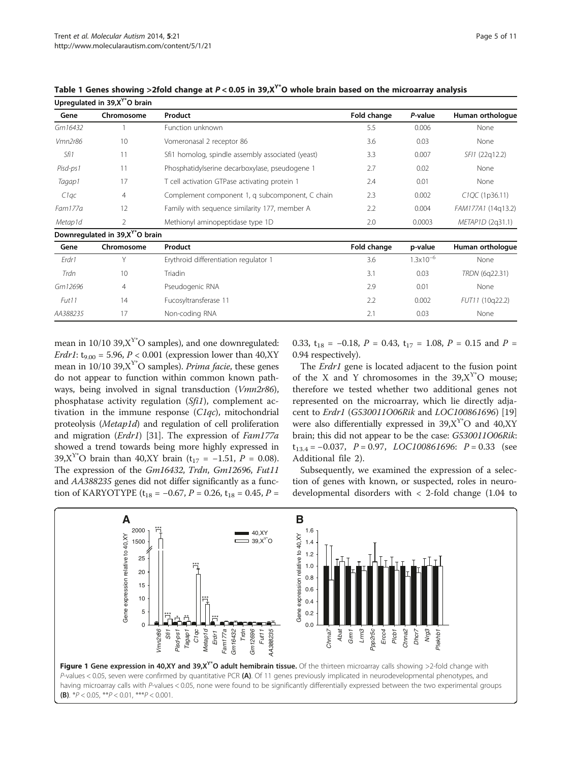**Table 1 Genes showing >2fold change at $P < 0.05$ in $39,X^{Y^*}O$ whole brain based on the microarray analysis**

| Upregulated in $39,X^{Y^*}O$ brain | | | | | |
|---|---|---|---|---|---|
| **Gene** | **Chromosome** | **Product** | **Fold change** | ***P*-value** | **Human orthologue** |
| *Gm16432* | 1 | Function unknown | 5.5 | 0.006 | None |
| *Vmn2r86* | 10 | Vomeronasal 2 receptor 86 | 3.6 | 0.03 | None |
| *Sfi1* | 11 | Sfi1 homolog, spindle assembly associated (yeast) | 3.3 | 0.007 | *SFI1* (22q12.2) |
| *Pisd-ps1* | 11 | Phosphatidylserine decarboxylase, pseudogene 1 | 2.7 | 0.02 | None |
| *Tagap1* | 17 | T cell activation GTPase activating protein 1 | 2.4 | 0.01 | None |
| *C1qc* | 4 | Complement component 1, q subcomponent, C chain | 2.3 | 0.002 | *C1QC* (1p36.11) |
| *Fam177a* | 12 | Family with sequence similarity 177, member A | 2.2 | 0.004 | *FAM177A1* (14q13.2) |
| *Metap1d* | 2 | Methionyl aminopeptidase type 1D | 2.0 | 0.0003 | *METAP1D* (2q31.1) |
| **Downregulated in $39,X^{Y^*}O$ brain** | | | | | |
| **Gene** | **Chromosome** | **Product** | **Fold change** | **p-value** | **Human orthologue** |
| *Erdr1* | Y | Erythroid differentiation regulator 1 | 3.6 | $1.3 \times 10^{-6}$ | None |
| *Trdn* | 10 | Triadin | 3.1 | 0.03 | *TRDN* (6q22.31) |
| *Gm12696* | 4 | Pseudogenic RNA | 2.9 | 0.01 | None |
| *Fut11* | 14 | Fucosyltransferase 11 | 2.2 | 0.002 | *FUT11* (10q22.2) |
| *AA388235* | 17 | Non-coding RNA | 2.1 | 0.03 | None |

mean in 10/10 $39,X^{Y^*}O$ samples), and one downregulated: *Erdr1*: $t_{9.00} = 5.96$, $P < 0.001$ (expression lower than 40,XY mean in 10/10 $39,X^{Y^*}O$ samples). *Prima facie*, these genes do not appear to function within common known pathways, being involved in signal transduction (*Vmn2r86*), phosphatase activity regulation (*Sfi1*), complement activation in the immune response (*C1qc*), mitochondrial proteolysis (*Metap1d*) and regulation of cell proliferation and migration (*Erdr1*) [31]. The expression of *Fam177a* showed a trend towards being more highly expressed in $39,X^{Y^*}O$ brain than 40,XY brain ($t_{17} = -1.51$, $P = 0.08$). The expression of the *Gm16432*, *Trdn*, *Gm12696*, *Fut11* and *AA388235* genes did not differ significantly as a function of KARYOTYPE ($t_{18} = -0.67$, $P = 0.26$, $t_{18} = 0.45$, $P = 0.33$, $t_{18} = -0.18$, $P = 0.43$, $t_{17} = 1.08$, $P = 0.15$ and $P = 0.94$ respectively).

The *Erdr1* gene is located adjacent to the fusion point of the X and Y chromosomes in the $39,X^{Y^*}O$ mouse; therefore we tested whether two additional genes not represented on the microarray, which lie directly adjacent to *Erdr1* (*G530011O06Rik* and *LOC100861696*) [19] were also differentially expressed in $39,X^{Y^*}O$ and 40,XY brain; this did not appear to be the case: *G530011O06Rik*: $t_{13.4} = -0.037$, $P = 0.97$, *LOC100861696*: $P = 0.33$ (see Additional file 2).

Subsequently, we examined the expression of a selection of genes with known, or suspected, roles in neurodevelopmental disorders with < 2-fold change (1.04 to

**Figure 1 Gene expression in 40,XY and $39,X^{Y^*}O$ adult hemibrain tissue.** Of the thirteen microarray calls showing >2-fold change with *P*-values < 0.05, seven were confirmed by quantitative PCR **(A)**. Of 11 genes previously implicated in neurodevelopmental phenotypes, and having microarray calls with *P*-values < 0.05, none were found to be significantly differentially expressed between the two experimental groups **(B)**. $^*P < 0.05$, $^{**}P < 0.01$, $^{***}P < 0.001$.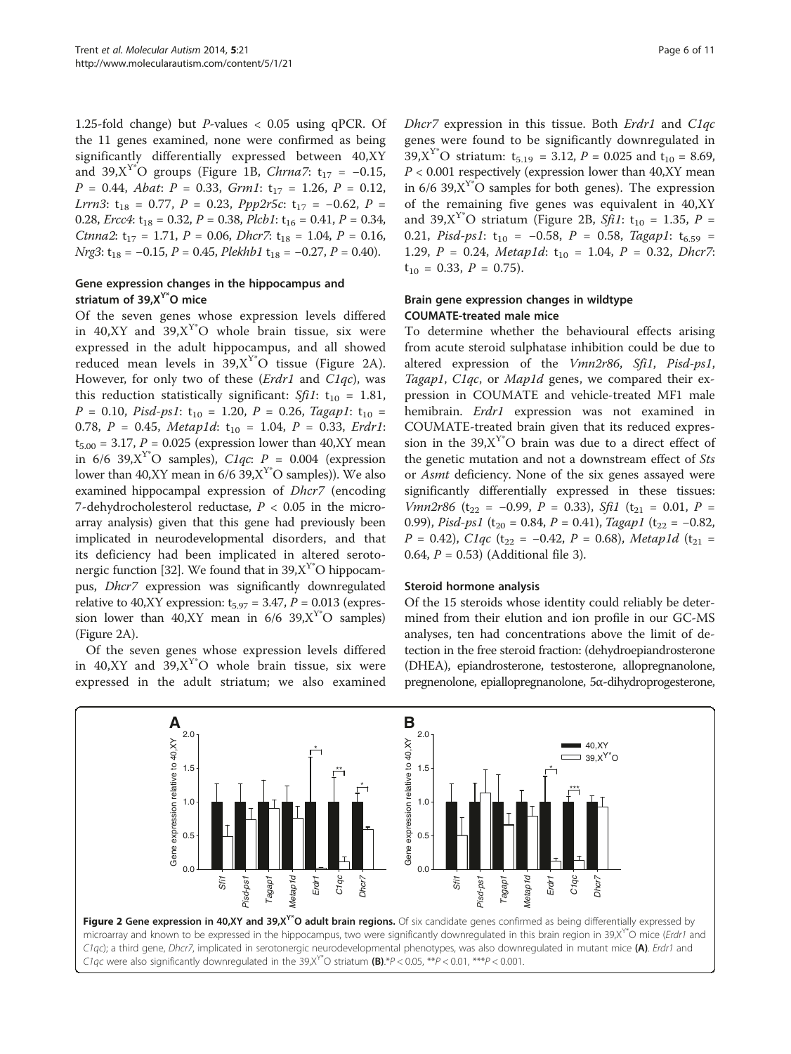1.25-fold change) but *P*-values < 0.05 using qPCR. Of the 11 genes examined, none were confirmed as being significantly differentially expressed between 40,XY and $39,X^{Y*}O$ groups (Figure 1B, *Chrna7*: $t_{17}$ = −0.15, *P* = 0.44, *Abat*: *P* = 0.33, *Grm1*: $t_{17}$ = 1.26, *P* = 0.12, *Lrrn3*: $t_{18}$ = 0.77, *P* = 0.23, *Ppp2r5c*: $t_{17}$ = −0.62, *P* = 0.28, *Ercc4*: $t_{18}$ = 0.32, *P* = 0.38, *Plcb1*: $t_{16}$ = 0.41, *P* = 0.34, *Ctnna2*: $t_{17}$ = 1.71, *P* = 0.06, *Dhcr7*: $t_{18}$ = 1.04, *P* = 0.16, *Nrg3*: $t_{18}$ = −0.15, *P* = 0.45, *Plekhb1* $t_{18}$ = −0.27, *P* = 0.40).

### Gene expression changes in the hippocampus and striatum of $39,X^{Y*}O$ mice

Of the seven genes whose expression levels differed in 40,XY and $39,X^{Y*}O$ whole brain tissue, six were expressed in the adult hippocampus, and all showed reduced mean levels in $39,X^{Y*}O$ tissue (Figure 2A). However, for only two of these (*Erdr1* and *C1qc*), was this reduction statistically significant: *Sfi1*: $t_{10}$ = 1.81, *P* = 0.10, *Pisd-ps1*: $t_{10}$ = 1.20, *P* = 0.26, *Tagap1*: $t_{10}$ = 0.78, *P* = 0.45, *Metap1d*: $t_{10}$ = 1.04, *P* = 0.33, *Erdr1*: $t_{5.00}$ = 3.17, *P* = 0.025 (expression lower than 40,XY mean in 6/6 $39,X^{Y*}O$ samples), *C1qc*: *P* = 0.004 (expression lower than 40,XY mean in 6/6 $39,X^{Y*}O$ samples)). We also examined hippocampal expression of *Dhcr7* (encoding 7-dehydrocholesterol reductase, *P* < 0.05 in the microarray analysis) given that this gene had previously been implicated in neurodevelopmental disorders, and that its deficiency had been implicated in altered serotonergic function [32]. We found that in $39,X^{Y*}O$ hippocampus, *Dhcr7* expression was significantly downregulated relative to 40,XY expression: $t_{5.97}$ = 3.47, *P* = 0.013 (expression lower than 40,XY mean in 6/6 $39,X^{Y*}O$ samples) (Figure 2A).

Of the seven genes whose expression levels differed in 40,XY and $39,X^{Y*}O$ whole brain tissue, six were expressed in the adult striatum; we also examined *Dhcr7* expression in this tissue. Both *Erdr1* and *C1qc* genes were found to be significantly downregulated in $39,X^{Y*}O$ striatum: $t_{5.19}$ = 3.12, *P* = 0.025 and $t_{10}$ = 8.69, *P* < 0.001 respectively (expression lower than 40,XY mean in 6/6 $39,X^{Y*}O$ samples for both genes). The expression of the remaining five genes was equivalent in 40,XY and $39,X^{Y*}O$ striatum (Figure 2B, *Sfi1*: $t_{10}$ = 1.35, *P* = 0.21, *Pisd-ps1*: $t_{10}$ = −0.58, *P* = 0.58, *Tagap1*: $t_{6.59}$ = 1.29, *P* = 0.24, *Metap1d*: $t_{10}$ = 1.04, *P* = 0.32, *Dhcr7*: $t_{10}$ = 0.33, *P* = 0.75).

### Brain gene expression changes in wildtype COUMATE-treated male mice

To determine whether the behavioural effects arising from acute steroid sulphatase inhibition could be due to altered expression of the *Vmn2r86*, *Sfi1*, *Pisd-ps1*, *Tagap1*, *C1qc*, or *Map1d* genes, we compared their expression in COUMATE and vehicle-treated MF1 male hemibrain. *Erdr1* expression was not examined in COUMATE-treated brain given that its reduced expression in the $39,X^{Y*}O$ brain was due to a direct effect of the genetic mutation and not a downstream effect of *Sts* or *Asmt* deficiency. None of the six genes assayed were significantly differentially expressed in these tissues: *Vmn2r86* ($t_{22}$ = −0.99, *P* = 0.33), *Sfi1* ($t_{21}$ = 0.01, *P* = 0.99), *Pisd-ps1* ($t_{20}$ = 0.84, *P* = 0.41), *Tagap1* ($t_{22}$ = −0.82, *P* = 0.42), *C1qc* ($t_{22}$ = −0.42, *P* = 0.68), *Metap1d* ($t_{21}$ = 0.64, *P* = 0.53) (Additional file 3).

### Steroid hormone analysis

Of the 15 steroids whose identity could reliably be determined from their elution and ion profile in our GC-MS analyses, ten had concentrations above the limit of detection in the free steroid fraction: (dehydroepiandrosterone (DHEA), epiandrosterone, testosterone, allopregnanolone, pregnenolone, epiallopregnanolone, 5α-dihydroprogesterone,

**Figure 2 Gene expression in 40,XY and $39,X^{Y*}O$ adult brain regions.** Of six candidate genes confirmed as being differentially expressed by microarray and known to be expressed in the hippocampus, two were significantly downregulated in this brain region in $39,X^{Y*}O$ mice (*Erdr1* and *C1qc*); a third gene, *Dhcr7*, implicated in serotonergic neurodevelopmental phenotypes, was also downregulated in mutant mice **(A)**. *Erdr1* and *C1qc* were also significantly downregulated in the $39,X^{Y*}O$ striatum **(B)**.\**P* < 0.05, \*\**P* < 0.01, \*\*\**P* < 0.001.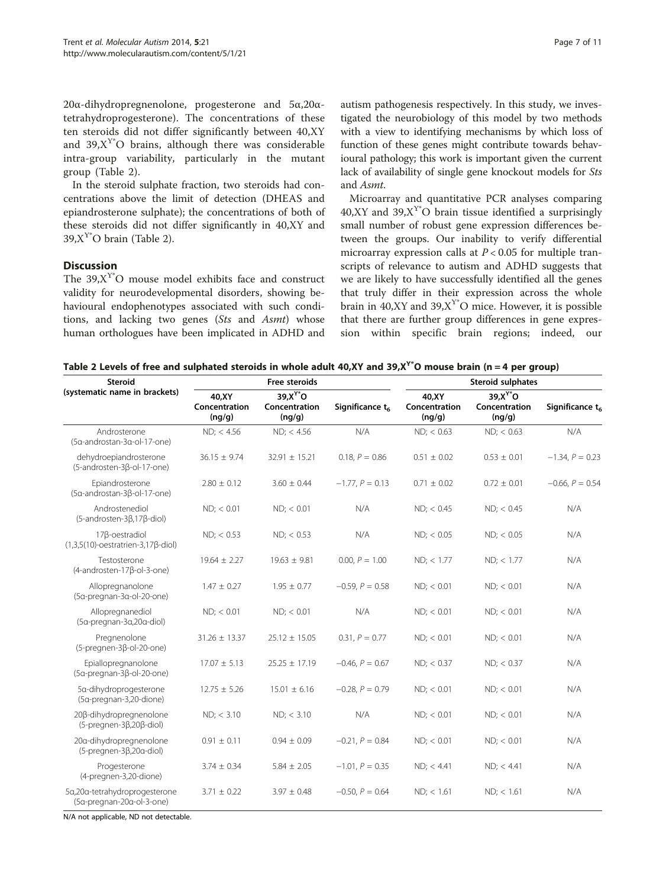20α-dihydropregnenolone, progesterone and 5α,20α-tetrahydroprogesterone). The concentrations of these ten steroids did not differ significantly between 40,XY and $39,X^{Y^*}O$ brains, although there was considerable intra-group variability, particularly in the mutant group (Table 2).

In the steroid sulphate fraction, two steroids had concentrations above the limit of detection (DHEAS and epiandrosterone sulphate); the concentrations of both of these steroids did not differ significantly in 40,XY and $39,X^{Y^*}O$ brain (Table 2).

## Discussion

The $39,X^{Y^*}O$ mouse model exhibits face and construct validity for neurodevelopmental disorders, showing behavioural endophenotypes associated with such conditions, and lacking two genes (*Sts* and *Asmt*) whose human orthologues have been implicated in ADHD and autism pathogenesis respectively. In this study, we investigated the neurobiology of this model by two methods with a view to identifying mechanisms by which loss of function of these genes might contribute towards behavioural pathology; this work is important given the current lack of availability of single gene knockout models for *Sts* and *Asmt*.

Microarray and quantitative PCR analyses comparing 40,XY and $39,X^{Y^*}O$ brain tissue identified a surprisingly small number of robust gene expression differences between the groups. Our inability to verify differential microarray expression calls at $P < 0.05$ for multiple transcripts of relevance to autism and ADHD suggests that we are likely to have successfully identified all the genes that truly differ in their expression across the whole brain in 40,XY and $39,X^{Y^*}O$ mice. However, it is possible that there are further group differences in gene expression within specific brain regions; indeed, our

**Table 2 Levels of free and sulphated steroids in whole adult 40,XY and $39,X^{Y^*}O$ mouse brain (n = 4 per group)**

| Steroid (systematic name in brackets) | Free steroids | | | Steroid sulphates | | |
|---|---|---|---|---|---|---|
| | 40,XY Concentration (ng/g) | $39,X^{Y^*}O$ Concentration (ng/g) | Significance $t_6$ | 40,XY Concentration (ng/g) | $39,X^{Y^*}O$ Concentration (ng/g) | Significance $t_6$ |
| Androsterone (5α-androstan-3α-ol-17-one) | ND; < 4.56 | ND; < 4.56 | N/A | ND; < 0.63 | ND; < 0.63 | N/A |
| dehydroepiandrosterone (5-androsten-3β-ol-17-one) | 36.15 ± 9.74 | 32.91 ± 15.21 | 0.18, $P = 0.86$ | 0.51 ± 0.02 | 0.53 ± 0.01 | −1.34, $P = 0.23$ |
| Epiandrosterone (5α-androstan-3β-ol-17-one) | 2.80 ± 0.12 | 3.60 ± 0.44 | −1.77, $P = 0.13$ | 0.71 ± 0.02 | 0.72 ± 0.01 | −0.66, $P = 0.54$ |
| Androstenediol (5-androsten-3β,17β-diol) | ND; < 0.01 | ND; < 0.01 | N/A | ND; < 0.45 | ND; < 0.45 | N/A |
| 17β-oestradiol (1,3,5(10)-oestratrien-3,17β-diol) | ND; < 0.53 | ND; < 0.53 | N/A | ND; < 0.05 | ND; < 0.05 | N/A |
| Testosterone (4-androsten-17β-ol-3-one) | 19.64 ± 2.27 | 19.63 ± 9.81 | 0.00, $P = 1.00$ | ND; < 1.77 | ND; < 1.77 | N/A |
| Allopregnanolone (5α-pregnan-3α-ol-20-one) | 1.47 ± 0.27 | 1.95 ± 0.77 | −0.59, $P = 0.58$ | ND; < 0.01 | ND; < 0.01 | N/A |
| Allopregnanediol (5α-pregnan-3α,20α-diol) | ND; < 0.01 | ND; < 0.01 | N/A | ND; < 0.01 | ND; < 0.01 | N/A |
| Pregnenolone (5-pregnen-3β-ol-20-one) | 31.26 ± 13.37 | 25.12 ± 15.05 | 0.31, $P = 0.77$ | ND; < 0.01 | ND; < 0.01 | N/A |
| Epiallopregnanolone (5α-pregnan-3β-ol-20-one) | 17.07 ± 5.13 | 25.25 ± 17.19 | −0.46, $P = 0.67$ | ND; < 0.37 | ND; < 0.37 | N/A |
| 5α-dihydroprogesterone (5α-pregnan-3,20-dione) | 12.75 ± 5.26 | 15.01 ± 6.16 | −0.28, $P = 0.79$ | ND; < 0.01 | ND; < 0.01 | N/A |
| 20β-dihydropregnenolone (5-pregnen-3β,20β-diol) | ND; < 3.10 | ND; < 3.10 | N/A | ND; < 0.01 | ND; < 0.01 | N/A |
| 20α-dihydropregnenolone (5-pregnen-3β,20α-diol) | 0.91 ± 0.11 | 0.94 ± 0.09 | −0.21, $P = 0.84$ | ND; < 0.01 | ND; < 0.01 | N/A |
| Progesterone (4-pregnen-3,20-dione) | 3.74 ± 0.34 | 5.84 ± 2.05 | −1.01, $P = 0.35$ | ND; < 4.41 | ND; < 4.41 | N/A |
| 5α,20α-tetrahydroprogesterone (5α-pregnan-20α-ol-3-one) | 3.71 ± 0.22 | 3.97 ± 0.48 | −0.50, $P = 0.64$ | ND; < 1.61 | ND; < 1.61 | N/A |

N/A not applicable, ND not detectable.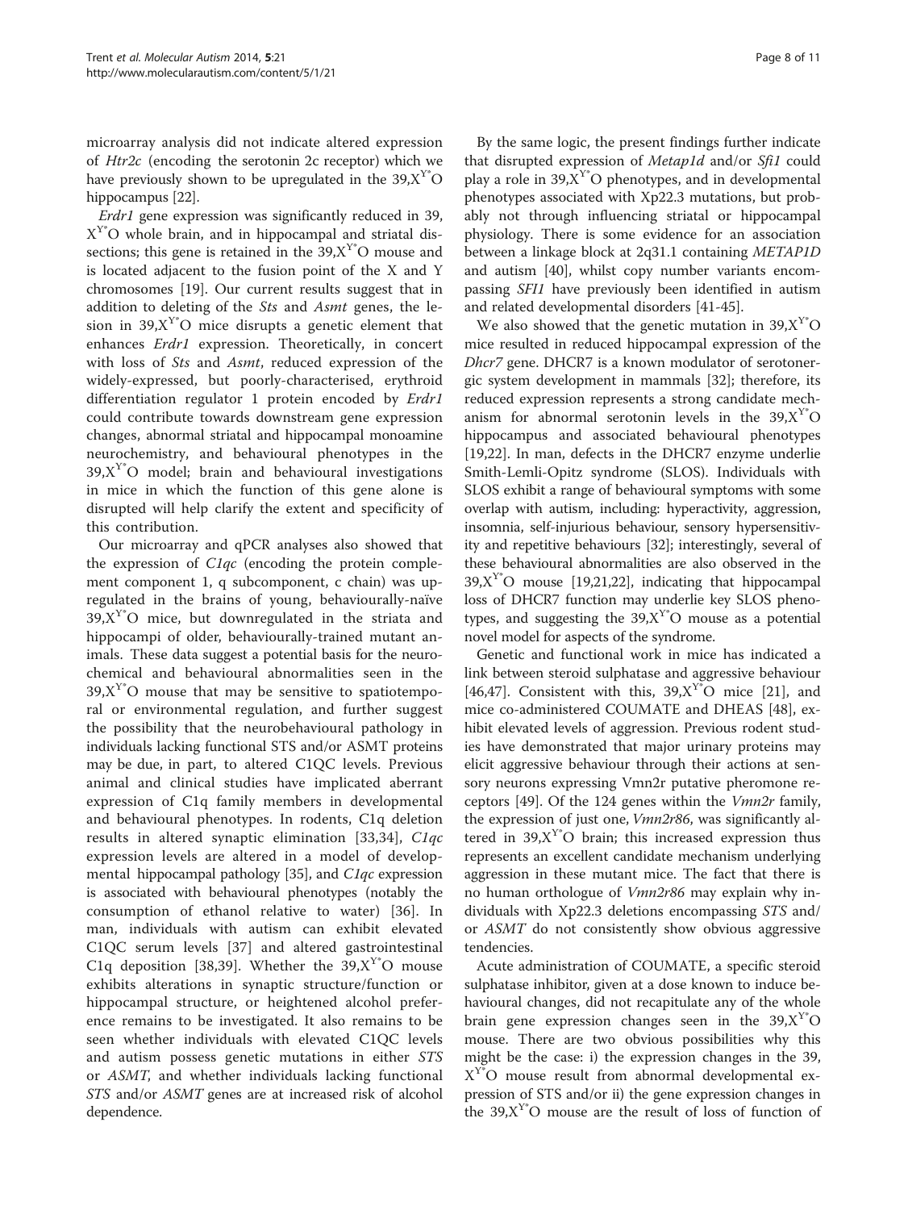microarray analysis did not indicate altered expression of *Htr2c* (encoding the serotonin 2c receptor) which we have previously shown to be upregulated in the $39,X^{Y^*}O$ hippocampus [22].

*Erdr1* gene expression was significantly reduced in $39,X^{Y^*}O$ whole brain, and in hippocampal and striatal dissections; this gene is retained in the $39,X^{Y^*}O$ mouse and is located adjacent to the fusion point of the X and Y chromosomes [19]. Our current results suggest that in addition to deleting of the *Sts* and *Asmt* genes, the lesion in $39,X^{Y^*}O$ mice disrupts a genetic element that enhances *Erdr1* expression. Theoretically, in concert with loss of *Sts* and *Asmt*, reduced expression of the widely-expressed, but poorly-characterised, erythroid differentiation regulator 1 protein encoded by *Erdr1* could contribute towards downstream gene expression changes, abnormal striatal and hippocampal monoamine neurochemistry, and behavioural phenotypes in the $39,X^{Y^*}O$ model; brain and behavioural investigations in mice in which the function of this gene alone is disrupted will help clarify the extent and specificity of this contribution.

Our microarray and qPCR analyses also showed that the expression of *C1qc* (encoding the protein complement component 1, q subcomponent, c chain) was upregulated in the brains of young, behaviourally-naïve $39,X^{Y^*}O$ mice, but downregulated in the striata and hippocampi of older, behaviourally-trained mutant animals. These data suggest a potential basis for the neurochemical and behavioural abnormalities seen in the $39,X^{Y^*}O$ mouse that may be sensitive to spatiotemporal or environmental regulation, and further suggest the possibility that the neurobehavioural pathology in individuals lacking functional STS and/or ASMT proteins may be due, in part, to altered C1QC levels. Previous animal and clinical studies have implicated aberrant expression of C1q family members in developmental and behavioural phenotypes. In rodents, C1q deletion results in altered synaptic elimination [33,34], *C1qc* expression levels are altered in a model of developmental hippocampal pathology [35], and *C1qc* expression is associated with behavioural phenotypes (notably the consumption of ethanol relative to water) [36]. In man, individuals with autism can exhibit elevated C1QC serum levels [37] and altered gastrointestinal C1q deposition [38,39]. Whether the $39,X^{Y^*}O$ mouse exhibits alterations in synaptic structure/function or hippocampal structure, or heightened alcohol preference remains to be investigated. It also remains to be seen whether individuals with elevated C1QC levels and autism possess genetic mutations in either *STS* or *ASMT*, and whether individuals lacking functional *STS* and/or *ASMT* genes are at increased risk of alcohol dependence.

By the same logic, the present findings further indicate that disrupted expression of *Metap1d* and/or *Sfi1* could play a role in $39,X^{Y^*}O$ phenotypes, and in developmental phenotypes associated with Xp22.3 mutations, but probably not through influencing striatal or hippocampal physiology. There is some evidence for an association between a linkage block at 2q31.1 containing *METAP1D* and autism [40], whilst copy number variants encompassing *SFI1* have previously been identified in autism and related developmental disorders [41-45].

We also showed that the genetic mutation in $39,X^{Y^*}O$ mice resulted in reduced hippocampal expression of the *Dhcr7* gene. DHCR7 is a known modulator of serotonergic system development in mammals [32]; therefore, its reduced expression represents a strong candidate mechanism for abnormal serotonin levels in the $39,X^{Y^*}O$ hippocampus and associated behavioural phenotypes [19,22]. In man, defects in the DHCR7 enzyme underlie Smith-Lemli-Opitz syndrome (SLOS). Individuals with SLOS exhibit a range of behavioural symptoms with some overlap with autism, including: hyperactivity, aggression, insomnia, self-injurious behaviour, sensory hypersensitivity and repetitive behaviours [32]; interestingly, several of these behavioural abnormalities are also observed in the $39,X^{Y^*}O$ mouse [19,21,22], indicating that hippocampal loss of DHCR7 function may underlie key SLOS phenotypes, and suggesting the $39,X^{Y^*}O$ mouse as a potential novel model for aspects of the syndrome.

Genetic and functional work in mice has indicated a link between steroid sulphatase and aggressive behaviour [46,47]. Consistent with this, $39,X^{Y^*}O$ mice [21], and mice co-administered COUMATE and DHEAS [48], exhibit elevated levels of aggression. Previous rodent studies have demonstrated that major urinary proteins may elicit aggressive behaviour through their actions at sensory neurons expressing Vmn2r putative pheromone receptors [49]. Of the 124 genes within the *Vmn2r* family, the expression of just one, *Vmn2r86*, was significantly altered in $39,X^{Y^*}O$ brain; this increased expression thus represents an excellent candidate mechanism underlying aggression in these mutant mice. The fact that there is no human orthologue of *Vmn2r86* may explain why individuals with Xp22.3 deletions encompassing *STS* and/or *ASMT* do not consistently show obvious aggressive tendencies.

Acute administration of COUMATE, a specific steroid sulphatase inhibitor, given at a dose known to induce behavioural changes, did not recapitulate any of the whole brain gene expression changes seen in the $39,X^{Y^*}O$ mouse. There are two obvious possibilities why this might be the case: i) the expression changes in the $39,X^{Y^*}O$ mouse result from abnormal developmental expression of STS and/or ii) the gene expression changes in the $39,X^{Y^*}O$ mouse are the result of loss of function of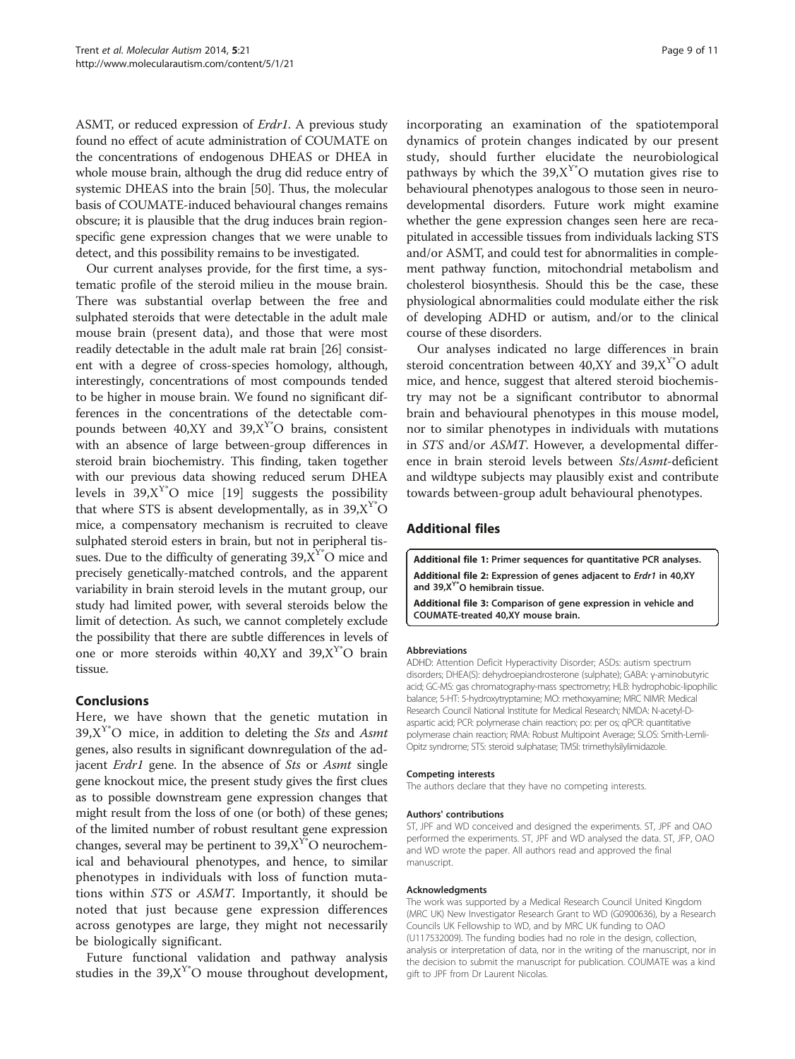ASMT, or reduced expression of *Erdr1*. A previous study found no effect of acute administration of COUMATE on the concentrations of endogenous DHEAS or DHEA in whole mouse brain, although the drug did reduce entry of systemic DHEAS into the brain [50]. Thus, the molecular basis of COUMATE-induced behavioural changes remains obscure; it is plausible that the drug induces brain region-specific gene expression changes that we were unable to detect, and this possibility remains to be investigated.

Our current analyses provide, for the first time, a systematic profile of the steroid milieu in the mouse brain. There was substantial overlap between the free and sulphated steroids that were detectable in the adult male mouse brain (present data), and those that were most readily detectable in the adult male rat brain [26] consistent with a degree of cross-species homology, although, interestingly, concentrations of most compounds tended to be higher in mouse brain. We found no significant differences in the concentrations of the detectable compounds between 40,XY and $39,X^{Y^*}O$ brains, consistent with an absence of large between-group differences in steroid brain biochemistry. This finding, taken together with our previous data showing reduced serum DHEA levels in $39,X^{Y^*}O$ mice [19] suggests the possibility that where STS is absent developmentally, as in $39,X^{Y^*}O$ mice, a compensatory mechanism is recruited to cleave sulphated steroid esters in brain, but not in peripheral tissues. Due to the difficulty of generating $39,X^{Y^*}O$ mice and precisely genetically-matched controls, and the apparent variability in brain steroid levels in the mutant group, our study had limited power, with several steroids below the limit of detection. As such, we cannot completely exclude the possibility that there are subtle differences in levels of one or more steroids within 40,XY and $39,X^{Y^*}O$ brain tissue.

## Conclusions

Here, we have shown that the genetic mutation in $39,X^{Y^*}O$ mice, in addition to deleting the *Sts* and *Asmt* genes, also results in significant downregulation of the adjacent *Erdr1* gene. In the absence of *Sts* or *Asmt* single gene knockout mice, the present study gives the first clues as to possible downstream gene expression changes that might result from the loss of one (or both) of these genes; of the limited number of robust resultant gene expression changes, several may be pertinent to $39,X^{Y^*}O$ neurochemical and behavioural phenotypes, and hence, to similar phenotypes in individuals with loss of function mutations within *STS* or *ASMT*. Importantly, it should be noted that just because gene expression differences across genotypes are large, they might not necessarily be biologically significant.

Future functional validation and pathway analysis studies in the $39,X^{Y^*}O$ mouse throughout development, incorporating an examination of the spatiotemporal dynamics of protein changes indicated by our present study, should further elucidate the neurobiological pathways by which the $39,X^{Y^*}O$ mutation gives rise to behavioural phenotypes analogous to those seen in neurodevelopmental disorders. Future work might examine whether the gene expression changes seen here are recapitulated in accessible tissues from individuals lacking STS and/or ASMT, and could test for abnormalities in complement pathway function, mitochondrial metabolism and cholesterol biosynthesis. Should this be the case, these physiological abnormalities could modulate either the risk of developing ADHD or autism, and/or to the clinical course of these disorders.

Our analyses indicated no large differences in brain steroid concentration between 40,XY and $39,X^{Y^*}O$ adult mice, and hence, suggest that altered steroid biochemistry may not be a significant contributor to abnormal brain and behavioural phenotypes in this mouse model, nor to similar phenotypes in individuals with mutations in *STS* and/or *ASMT*. However, a developmental difference in brain steroid levels between *Sts*/*Asmt*-deficient and wildtype subjects may plausibly exist and contribute towards between-group adult behavioural phenotypes.

## Additional files

**Additional file 1: Primer sequences for quantitative PCR analyses.**

**Additional file 2: Expression of genes adjacent to *Erdr1* in 40,XY and $39,X^{Y^*}O$ hemibrain tissue.**

**Additional file 3: Comparison of gene expression in vehicle and COUMATE-treated 40,XY mouse brain.**

#### Abbreviations

ADHD: Attention Deficit Hyperactivity Disorder; ASDs: autism spectrum disorders; DHEA(S): dehydroepiandrosterone (sulphate); GABA: γ-aminobutyric acid; GC-MS: gas chromatography-mass spectrometry; HLB: hydrophobic-lipophilic balance; 5-HT: 5-hydroxytryptamine; MO: methoxyamine; MRC NIMR: Medical Research Council National Institute for Medical Research; NMDA: N-acetyl-D-aspartic acid; PCR: polymerase chain reaction; po: per os; qPCR: quantitative polymerase chain reaction; RMA: Robust Multipoint Average; SLOS: Smith-Lemli-Opitz syndrome; STS: steroid sulphatase; TMSI: trimethylsilylimidazole.

#### Competing interests

The authors declare that they have no competing interests.

#### Authors' contributions

ST, JPF and WD conceived and designed the experiments. ST, JPF and OAO performed the experiments. ST, JPF and WD analysed the data. ST, JFP, OAO and WD wrote the paper. All authors read and approved the final manuscript.

#### Acknowledgments

The work was supported by a Medical Research Council United Kingdom (MRC UK) New Investigator Research Grant to WD (G0900636), by a Research Councils UK Fellowship to WD, and by MRC UK funding to OAO (U117532009). The funding bodies had no role in the design, collection, analysis or interpretation of data, nor in the writing of the manuscript, nor in the decision to submit the manuscript for publication. COUMATE was a kind gift to JPF from Dr Laurent Nicolas.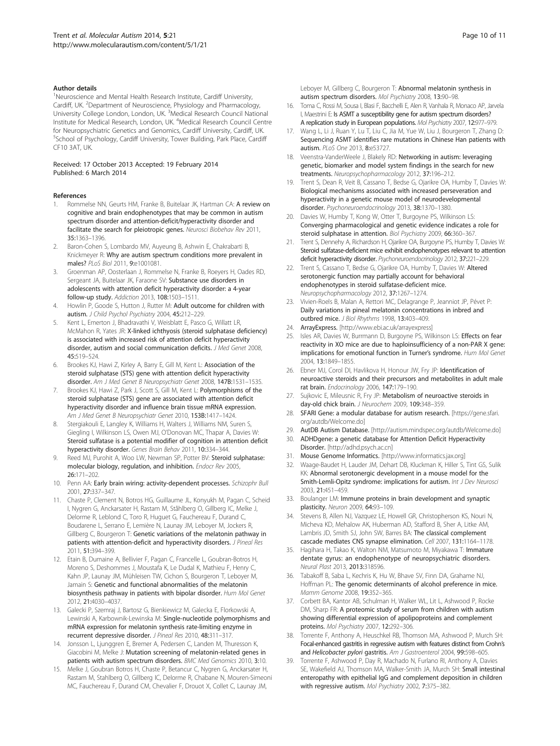#### Author details

[1]Neuroscience and Mental Health Research Institute, Cardiff University, Cardiff, UK. [2]Department of Neuroscience, Physiology and Pharmacology, University College London, London, UK. [3]Medical Research Council National Institute for Medical Research, London, UK. [4]Medical Research Council Centre for Neuropsychiatric Genetics and Genomics, Cardiff University, Cardiff, UK. [5]School of Psychology, Cardiff University, Tower Building, Park Place, Cardiff CF10 3AT, UK.

Received: 17 October 2013 Accepted: 19 February 2014
Published: 6 March 2014

#### References

1. Rommelse NN, Geurts HM, Franke B, Buitelaar JK, Hartman CA: A review on cognitive and brain endophenotypes that may be common in autism spectrum disorder and attention-deficit/hyperactivity disorder and facilitate the search for pleiotropic genes. *Neurosci Biobehav Rev* 2011, 35:1363–1396.
2. Baron-Cohen S, Lombardo MV, Auyeung B, Ashwin E, Chakrabarti B, Knickmeyer R: Why are autism spectrum conditions more prevalent in males? *PLoS Biol* 2011, 9:e1001081.
3. Groenman AP, Oosterlaan J, Rommelse N, Franke B, Roeyers H, Oades RD, Sergeant JA, Buitelaar JK, Faraone SV: Substance use disorders in adolescents with attention deficit hyperactivity disorder: a 4-year follow-up study. *Addiction* 2013, 108:1503–1511.
4. Howlin P, Goode S, Hutton J, Rutter M: Adult outcome for children with autism. *J Child Psychol Psychiatry* 2004, 45:212–229.
5. Kent L, Emerton J, Bhadravathi V, Weisblatt E, Pasco G, Willatt LR, McMahon R, Yates JR: X-linked ichthyosis (steroid sulphatase deficiency) is associated with increased risk of attention deficit hyperactivity disorder, autism and social communication deficits. *J Med Genet* 2008, 45:519–524.
6. Brookes KJ, Hawi Z, Kirley A, Barry E, Gill M, Kent L: Association of the steroid sulphatase (STS) gene with attention deficit hyperactivity disorder. *Am J Med Genet B Neuropsychiatr Genet* 2008, 147B:1531–1535.
7. Brookes KJ, Hawi Z, Park J, Scott S, Gill M, Kent L: Polymorphisms of the steroid sulphatase (STS) gene are associated with attention deficit hyperactivity disorder and influence brain tissue mRNA expression. *Am J Med Genet B Neuropsychiatr Genet* 2010, 153B:1417–1424.
8. Stergiakouli E, Langley K, Williams H, Walters J, Williams NM, Suren S, Giegling I, Wilkinson LS, Owen MJ, O'Donovan MC, Thapar A, Davies W: Steroid sulfatase is a potential modifier of cognition in attention deficit hyperactivity disorder. *Genes Brain Behav* 2011, 10:334–344.
9. Reed MJ, Purohit A, Woo LW, Newman SP, Potter BV: Steroid sulphatase: molecular biology, regulation, and inhibition. *Endocr Rev* 2005, 26:171–202.
10. Penn AA: Early brain wiring: activity-dependent processes. *Schizophr Bull* 2001, 27:337–347.
11. Chaste P, Clement N, Botros HG, Guillaume JL, Konyukh M, Pagan C, Scheid I, Nygren G, Anckarsater H, Rastam M, Ståhlberg O, Gillberg IC, Melke J, Delorme R, Leblond C, Toro R, Huguet G, Fauchereau F, Durand C, Boudarene L, Serrano E, Lemière N, Launay JM, Leboyer M, Jockers R, Gillberg C, Bourgeron T: Genetic variations of the melatonin pathway in patients with attention-deficit and hyperactivity disorders. *J Pineal Res* 2011, 51:394–399.
12. Etain B, Dumaine A, Bellivier F, Pagan C, Francelle L, Goubran-Botros H, Moreno S, Deshommes J, Moustafa K, Le Dudal K, Mathieu F, Henry C, Kahn JP, Launay JM, Mühleisen TW, Cichon S, Bourgeron T, Leboyer M, Jamain S: Genetic and functional abnormalities of the melatonin biosynthesis pathway in patients with bipolar disorder. *Hum Mol Genet* 2012, 21:4030–4037.
13. Galecki P, Szemraj J, Bartosz G, Bienkiewicz M, Galecka E, Florkowski A, Lewinski A, Karbownik-Lewinska M: Single-nucleotide polymorphisms and mRNA expression for melatonin synthesis rate-limiting enzyme in recurrent depressive disorder. *J Pineal Res* 2010, 48:311–317.
14. Jonsson L, Ljunggren E, Bremer A, Pedersen C, Landen M, Thuresson K, Giacobini M, Melke J: Mutation screening of melatonin-related genes in patients with autism spectrum disorders. *BMC Med Genomics* 2010, 3:10.
15. Melke J, Goubran Botros H, Chaste P, Betancur C, Nygren G, Anckarsater H, Rastam M, Stahlberg O, Gillberg IC, Delorme R, Chabane N, Mouren-Simeoni MC, Fauchereau F, Durand CM, Chevalier F, Drouot X, Collet C, Launay JM, Leboyer M, Gillberg C, Bourgeron T: Abnormal melatonin synthesis in autism spectrum disorders. *Mol Psychiatry* 2008, 13:90–98.
16. Toma C, Rossi M, Sousa I, Blasi F, Bacchelli E, Alen R, Vanhala R, Monaco AP, Jarvela I, Maestrini E: Is ASMT a susceptibility gene for autism spectrum disorders? A replication study in European populations. *Mol Psychiatry* 2007, 12:977–979.
17. Wang L, Li J, Ruan Y, Lu T, Liu C, Jia M, Yue W, Liu J, Bourgeron T, Zhang D: Sequencing ASMT identifies rare mutations in Chinese Han patients with autism. *PLoS One* 2013, 8:e53727.
18. Veenstra-VanderWeele J, Blakely RD: Networking in autism: leveraging genetic, biomarker and model system findings in the search for new treatments. *Neuropsychopharmacology* 2012, 37:196–212.
19. Trent S, Dean R, Veit B, Cassano T, Bedse G, Ojarikre OA, Humby T, Davies W: Biological mechanisms associated with increased perseveration and hyperactivity in a genetic mouse model of neurodevelopmental disorder. *Psychoneuroendocrinology* 2013, 38:1370–1380.
20. Davies W, Humby T, Kong W, Otter T, Burgoyne PS, Wilkinson LS: Converging pharmacological and genetic evidence indicates a role for steroid sulphatase in attention. *Biol Psychiatry* 2009, 66:360–367.
21. Trent S, Dennehy A, Richardson H, Ojarikre OA, Burgoyne PS, Humby T, Davies W: Steroid sulfatase-deficient mice exhibit endophenotypes relevant to attention deficit hyperactivity disorder. *Psychoneuroendocrinology* 2012, 37:221–229.
22. Trent S, Cassano T, Bedse G, Ojarikre OA, Humby T, Davies W: Altered serotonergic function may partially account for behavioral endophenotypes in steroid sulfatase-deficient mice. *Neuropsychopharmacology* 2012, 37:1267–1274.
23. Vivien-Roels B, Malan A, Rettori MC, Delagrange P, Jeanniot JP, Pévet P: Daily variations in pineal melatonin concentrations in inbred and outbred mice. *J Biol Rhythms* 1998, 13:403–409.
24. ArrayExpress. [http://www.ebi.ac.uk/arrayexpress]
25. Isles AR, Davies W, Burrmann D, Burgoyne PS, Wilkinson LS: Effects on fear reactivity in XO mice are due to haploinsufficiency of a non-PAR X gene: implications for emotional function in Turner's syndrome. *Hum Mol Genet* 2004, 13:1849–1855.
26. Ebner MJ, Corol DI, Havlikova H, Honour JW, Fry JP: Identification of neuroactive steroids and their precursors and metabolites in adult male rat brain. *Endocrinology* 2006, 147:179–190.
27. Sujkovic E, Mileusnic R, Fry JP: Metabolism of neuroactive steroids in day-old chick brain. *J Neurochem* 2009, 109:348–359.
28. SFARI Gene: a modular database for autism research. [https://gene.sfari.org/autdb/Welcome.do]
29. AutDB Autism Database. [http://autism.mindspec.org/autdb/Welcome.do]
30. ADHDgene: a genetic database for Attention Deficit Hyperactivity Disorder. [http://adhd.psych.ac.cn]
31. Mouse Genome Informatics. [http://www.informatics.jax.org]
32. Waage-Baudet H, Lauder JM, Dehart DB, Kluckman K, Hiller S, Tint GS, Sulik KK: Abnormal serotonergic development in a mouse model for the Smith-Lemli-Opitz syndrome: implications for autism. *Int J Dev Neurosci* 2003, 21:451–459.
33. Boulanger LM: Immune proteins in brain development and synaptic plasticity. *Neuron* 2009, 64:93–109.
34. Stevens B, Allen NJ, Vazquez LE, Howell GR, Christopherson KS, Nouri N, Micheva KD, Mehalow AK, Huberman AD, Stafford B, Sher A, Litke AM, Lambris JD, Smith SJ, John SW, Barres BA: The classical complement cascade mediates CNS synapse elimination. *Cell* 2007, 131:1164–1178.
35. Hagihara H, Takao K, Walton NM, Matsumoto M, Miyakawa T: Immature dentate gyrus: an endophenotype of neuropsychiatric disorders. *Neural Plast* 2013, 2013:318596.
36. Tabakoff B, Saba L, Kechris K, Hu W, Bhave SV, Finn DA, Grahame NJ, Hoffman PL: The genomic determinants of alcohol preference in mice. *Mamm Genome* 2008, 19:352–365.
37. Corbett BA, Kantor AB, Schulman H, Walker WL, Lit L, Ashwood P, Rocke DM, Sharp FR: A proteomic study of serum from children with autism showing differential expression of apolipoproteins and complement proteins. *Mol Psychiatry* 2007, 12:292–306.
38. Torrente F, Anthony A, Heuschkel RB, Thomson MA, Ashwood P, Murch SH: Focal-enhanced gastritis in regressive autism with features distinct from Crohn's and *Helicobacter pylori* gastritis. *Am J Gastroenterol* 2004, 99:598–605.
39. Torrente F, Ashwood P, Day R, Machado N, Furlano RI, Anthony A, Davies SE, Wakefield AJ, Thomson MA, Walker-Smith JA, Murch SH: Small intestinal enteropathy with epithelial IgG and complement deposition in children with regressive autism. *Mol Psychiatry* 2002, 7:375–382.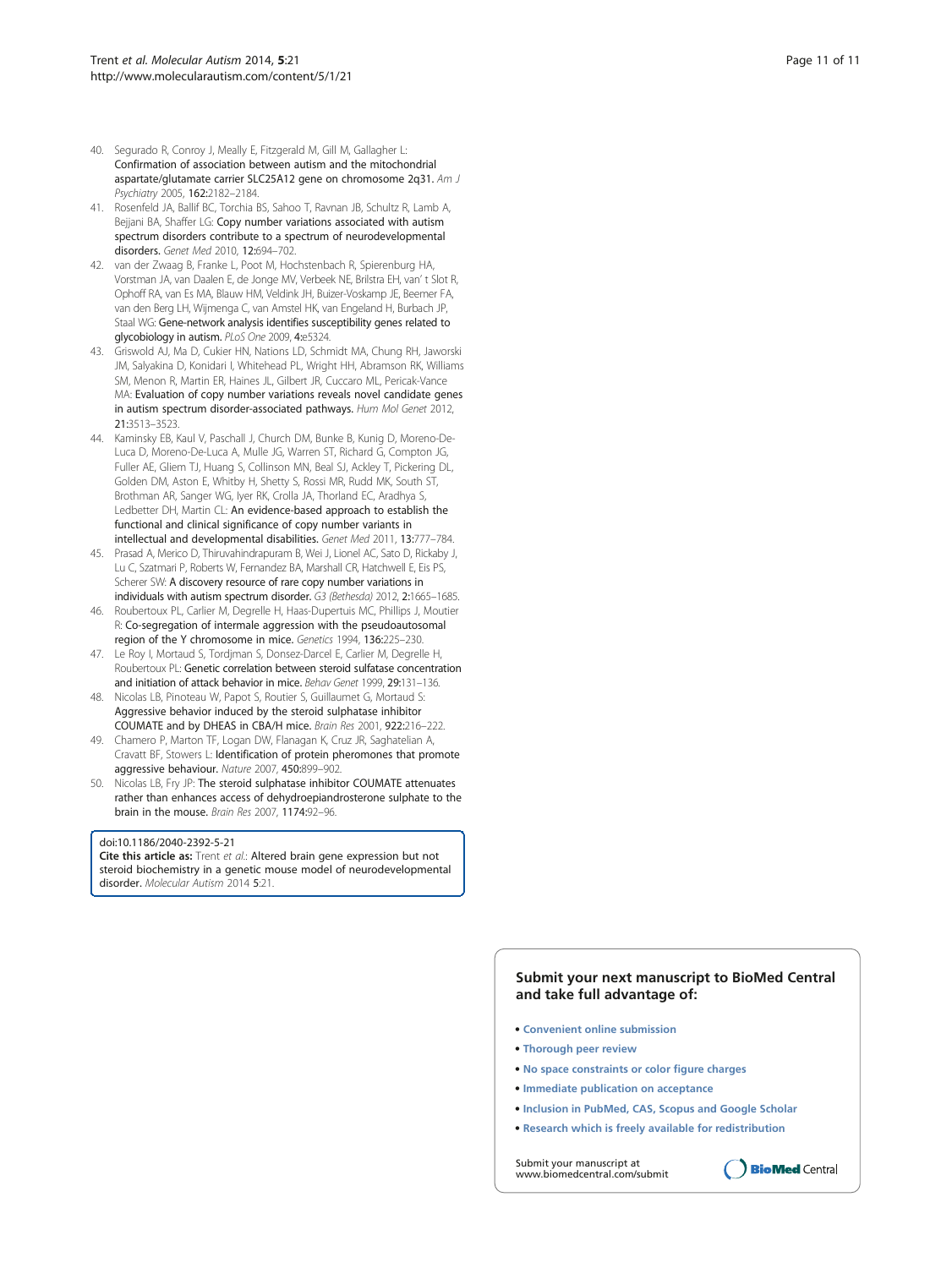40. Segurado R, Conroy J, Meally E, Fitzgerald M, Gill M, Gallagher L: Confirmation of association between autism and the mitochondrial aspartate/glutamate carrier SLC25A12 gene on chromosome 2q31. *Am J Psychiatry* 2005, **162**:2182–2184.
41. Rosenfeld JA, Ballif BC, Torchia BS, Sahoo T, Ravnan JB, Schultz R, Lamb A, Bejjani BA, Shaffer LG: Copy number variations associated with autism spectrum disorders contribute to a spectrum of neurodevelopmental disorders. *Genet Med* 2010, **12**:694–702.
42. van der Zwaag B, Franke L, Poot M, Hochstenbach R, Spierenburg HA, Vorstman JA, van Daalen E, de Jonge MV, Verbeek NE, Brilstra EH, van' t Slot R, Ophoff RA, van Es MA, Blauw HM, Veldink JH, Buizer-Voskamp JE, Beemer FA, van den Berg LH, Wijmenga C, van Amstel HK, van Engeland H, Burbach JP, Staal WG: Gene-network analysis identifies susceptibility genes related to glycobiology in autism. *PLoS One* 2009, **4**:e5324.
43. Griswold AJ, Ma D, Cukier HN, Nations LD, Schmidt MA, Chung RH, Jaworski JM, Salyakina D, Konidari I, Whitehead PL, Wright HH, Abramson RK, Williams SM, Menon R, Martin ER, Haines JL, Gilbert JR, Cuccaro ML, Pericak-Vance MA: Evaluation of copy number variations reveals novel candidate genes in autism spectrum disorder-associated pathways. *Hum Mol Genet* 2012, **21**:3513–3523.
44. Kaminsky EB, Kaul V, Paschall J, Church DM, Bunke B, Kunig D, Moreno-De-Luca D, Moreno-De-Luca A, Mulle JG, Warren ST, Richard G, Compton JG, Fuller AE, Gliem TJ, Huang S, Collinson MN, Beal SJ, Ackley T, Pickering DL, Golden DM, Aston E, Whitby H, Shetty S, Rossi MR, Rudd MK, South ST, Brothman AR, Sanger WG, Iyer RK, Crolla JA, Thorland EC, Aradhya S, Ledbetter DH, Martin CL: An evidence-based approach to establish the functional and clinical significance of copy number variants in intellectual and developmental disabilities. *Genet Med* 2011, **13**:777–784.
45. Prasad A, Merico D, Thiruvahindrapuram B, Wei J, Lionel AC, Sato D, Rickaby J, Lu C, Szatmari P, Roberts W, Fernandez BA, Marshall CR, Hatchwell E, Eis PS, Scherer SW: A discovery resource of rare copy number variations in individuals with autism spectrum disorder. *G3 (Bethesda)* 2012, **2**:1665–1685.
46. Roubertoux PL, Carlier M, Degrelle H, Haas-Dupertuis MC, Phillips J, Moutier R: Co-segregation of intermale aggression with the pseudoautosomal region of the Y chromosome in mice. *Genetics* 1994, **136**:225–230.
47. Le Roy I, Mortaud S, Tordjman S, Donsez-Darcel E, Carlier M, Degrelle H, Roubertoux PL: Genetic correlation between steroid sulfatase concentration and initiation of attack behavior in mice. *Behav Genet* 1999, **29**:131–136.
48. Nicolas LB, Pinoteau W, Papot S, Routier S, Guillaumet G, Mortaud S: Aggressive behavior induced by the steroid sulphatase inhibitor COUMATE and by DHEAS in CBA/H mice. *Brain Res* 2001, **922**:216–222.
49. Chamero P, Marton TF, Logan DW, Flanagan K, Cruz JR, Saghatelian A, Cravatt BF, Stowers L: Identification of protein pheromones that promote aggressive behaviour. *Nature* 2007, **450**:899–902.
50. Nicolas LB, Fry JP: The steroid sulphatase inhibitor COUMATE attenuates rather than enhances access of dehydroepiandrosterone sulphate to the brain in the mouse. *Brain Res* 2007, **1174**:92–96.

doi:10.1186/2040-2392-5-21
**Cite this article as:** Trent *et al.*: Altered brain gene expression but not steroid biochemistry in a genetic mouse model of neurodevelopmental disorder. *Molecular Autism* 2014 **5**:21.

**Submit your next manuscript to BioMed Central and take full advantage of:**

- **Convenient online submission**
- **Thorough peer review**
- **No space constraints or color figure charges**
- **Immediate publication on acceptance**
- **Inclusion in PubMed, CAS, Scopus and Google Scholar**
- **Research which is freely available for redistribution**

Submit your manuscript at
www.biomedcentral.com/submit

BioMed Central